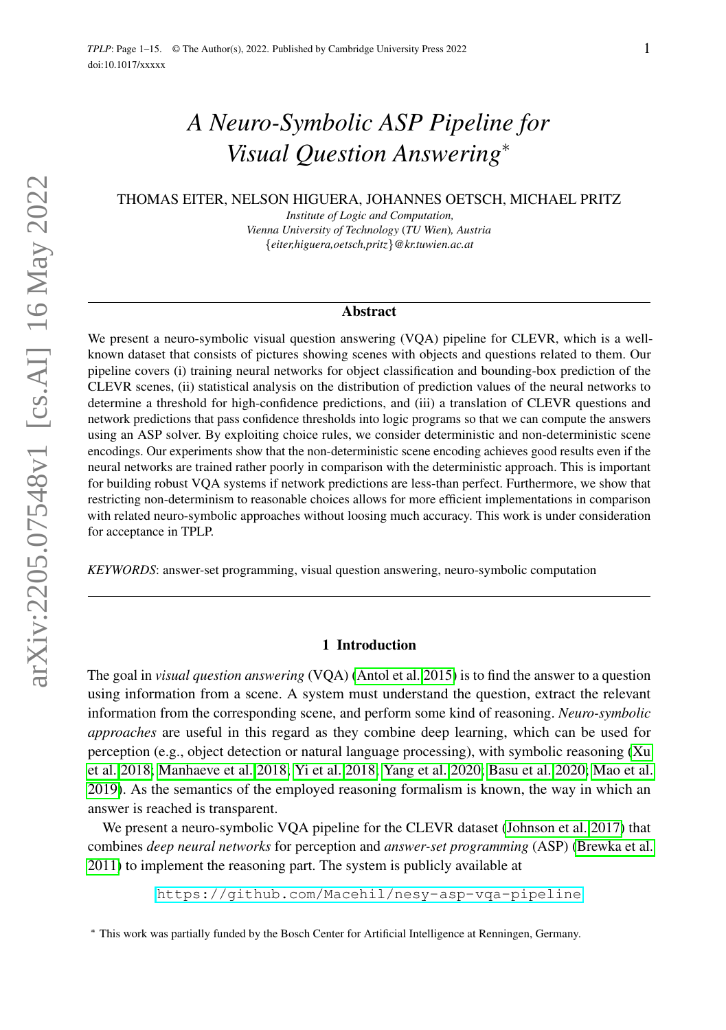# *A Neuro-Symbolic ASP Pipeline for Visual Question Answering*[*]

THOMAS EITER, NELSON HIGUERA, JOHANNES OETSCH, MICHAEL PRITZ

*Institute of Logic and Computation,*
*Vienna University of Technology (TU Wien), Austria*
{*eiter,higuera,oetsch,pritz*}*@kr.tuwien.ac.at*

## Abstract

We present a neuro-symbolic visual question answering (VQA) pipeline for CLEVR, which is a well-known dataset that consists of pictures showing scenes with objects and questions related to them. Our pipeline covers (i) training neural networks for object classification and bounding-box prediction of the CLEVR scenes, (ii) statistical analysis on the distribution of prediction values of the neural networks to determine a threshold for high-confidence predictions, and (iii) a translation of CLEVR questions and network predictions that pass confidence thresholds into logic programs so that we can compute the answers using an ASP solver. By exploiting choice rules, we consider deterministic and non-deterministic scene encodings. Our experiments show that the non-deterministic scene encoding achieves good results even if the neural networks are trained rather poorly in comparison with the deterministic approach. This is important for building robust VQA systems if network predictions are less-than perfect. Furthermore, we show that restricting non-determinism to reasonable choices allows for more efficient implementations in comparison with related neuro-symbolic approaches without loosing much accuracy. This work is under consideration for acceptance in TPLP.

*KEYWORDS*: answer-set programming, visual question answering, neuro-symbolic computation

## 1 Introduction

The goal in *visual question answering* (VQA) (Antol et al. 2015) is to find the answer to a question using information from a scene. A system must understand the question, extract the relevant information from the corresponding scene, and perform some kind of reasoning. *Neuro-symbolic approaches* are useful in this regard as they combine deep learning, which can be used for perception (e.g., object detection or natural language processing), with symbolic reasoning (Xu et al. 2018; Manhaeve et al. 2018; Yi et al. 2018; Yang et al. 2020; Basu et al. 2020; Mao et al. 2019). As the semantics of the employed reasoning formalism is known, the way in which an answer is reached is transparent.

We present a neuro-symbolic VQA pipeline for the CLEVR dataset (Johnson et al. 2017) that combines *deep neural networks* for perception and *answer-set programming* (ASP) (Brewka et al. 2011) to implement the reasoning part. The system is publicly available at

https://github.com/Macehil/nesy-asp-vqa-pipeline

[*] This work was partially funded by the Bosch Center for Artificial Intelligence at Renningen, Germany.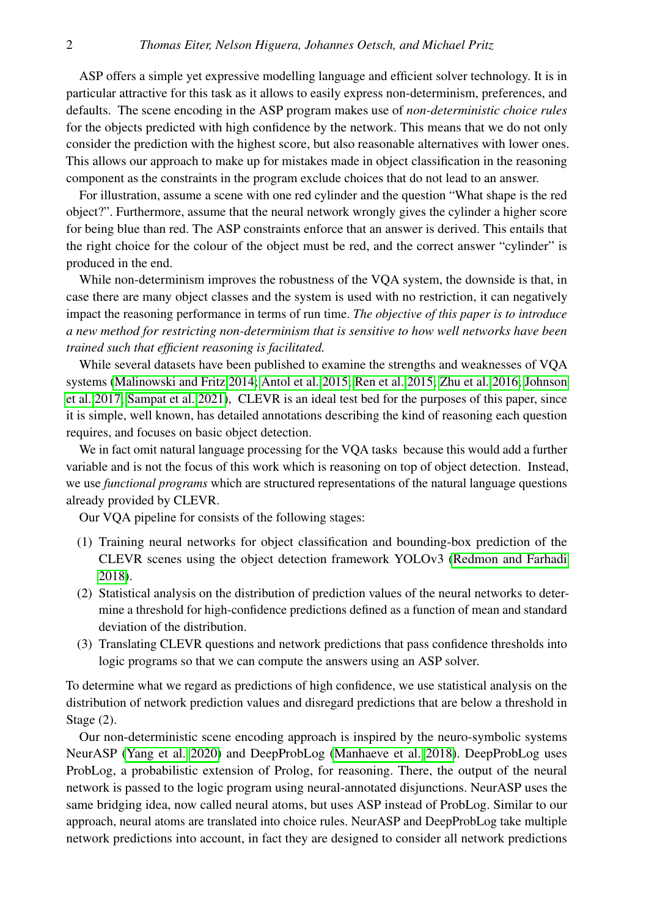ASP offers a simple yet expressive modelling language and efficient solver technology. It is in particular attractive for this task as it allows to easily express non-determinism, preferences, and defaults. The scene encoding in the ASP program makes use of *non-deterministic choice rules* for the objects predicted with high confidence by the network. This means that we do not only consider the prediction with the highest score, but also reasonable alternatives with lower ones. This allows our approach to make up for mistakes made in object classification in the reasoning component as the constraints in the program exclude choices that do not lead to an answer.

For illustration, assume a scene with one red cylinder and the question "What shape is the red object?". Furthermore, assume that the neural network wrongly gives the cylinder a higher score for being blue than red. The ASP constraints enforce that an answer is derived. This entails that the right choice for the colour of the object must be red, and the correct answer "cylinder" is produced in the end.

While non-determinism improves the robustness of the VQA system, the downside is that, in case there are many object classes and the system is used with no restriction, it can negatively impact the reasoning performance in terms of run time. *The objective of this paper is to introduce a new method for restricting non-determinism that is sensitive to how well networks have been trained such that efficient reasoning is facilitated.*

While several datasets have been published to examine the strengths and weaknesses of VQA systems (Malinowski and Fritz 2014; Antol et al. 2015; Ren et al. 2015; Zhu et al. 2016; Johnson et al. 2017; Sampat et al. 2021), CLEVR is an ideal test bed for the purposes of this paper, since it is simple, well known, has detailed annotations describing the kind of reasoning each question requires, and focuses on basic object detection.

We in fact omit natural language processing for the VQA tasks because this would add a further variable and is not the focus of this work which is reasoning on top of object detection. Instead, we use *functional programs* which are structured representations of the natural language questions already provided by CLEVR.

Our VQA pipeline for consists of the following stages:

1. Training neural networks for object classification and bounding-box prediction of the CLEVR scenes using the object detection framework YOLOv3 (Redmon and Farhadi 2018).
2. Statistical analysis on the distribution of prediction values of the neural networks to determine a threshold for high-confidence predictions defined as a function of mean and standard deviation of the distribution.
3. Translating CLEVR questions and network predictions that pass confidence thresholds into logic programs so that we can compute the answers using an ASP solver.

To determine what we regard as predictions of high confidence, we use statistical analysis on the distribution of network prediction values and disregard predictions that are below a threshold in Stage (2).

Our non-deterministic scene encoding approach is inspired by the neuro-symbolic systems NeurASP (Yang et al. 2020) and DeepProbLog (Manhaeve et al. 2018). DeepProbLog uses ProbLog, a probabilistic extension of Prolog, for reasoning. There, the output of the neural network is passed to the logic program using neural-annotated disjunctions. NeurASP uses the same bridging idea, now called neural atoms, but uses ASP instead of ProbLog. Similar to our approach, neural atoms are translated into choice rules. NeurASP and DeepProbLog take multiple network predictions into account, in fact they are designed to consider all network predictions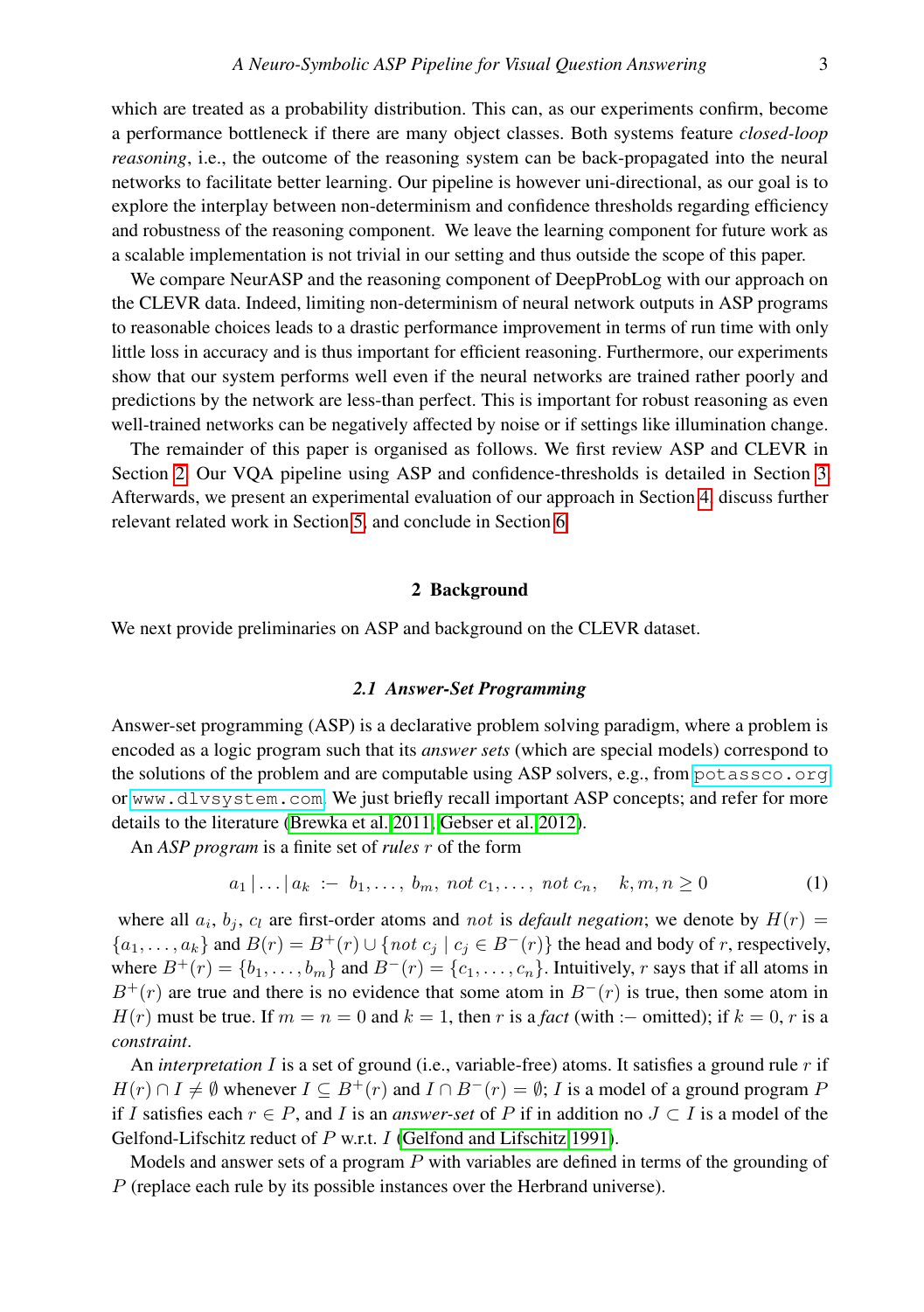which are treated as a probability distribution. This can, as our experiments confirm, become a performance bottleneck if there are many object classes. Both systems feature *closed-loop reasoning*, i.e., the outcome of the reasoning system can be back-propagated into the neural networks to facilitate better learning. Our pipeline is however uni-directional, as our goal is to explore the interplay between non-determinism and confidence thresholds regarding efficiency and robustness of the reasoning component. We leave the learning component for future work as a scalable implementation is not trivial in our setting and thus outside the scope of this paper.

We compare NeurASP and the reasoning component of DeepProbLog with our approach on the CLEVR data. Indeed, limiting non-determinism of neural network outputs in ASP programs to reasonable choices leads to a drastic performance improvement in terms of run time with only little loss in accuracy and is thus important for efficient reasoning. Furthermore, our experiments show that our system performs well even if the neural networks are trained rather poorly and predictions by the network are less-than perfect. This is important for robust reasoning as even well-trained networks can be negatively affected by noise or if settings like illumination change.

The remainder of this paper is organised as follows. We first review ASP and CLEVR in Section 2. Our VQA pipeline using ASP and confidence-thresholds is detailed in Section 3. Afterwards, we present an experimental evaluation of our approach in Section 4, discuss further relevant related work in Section 5, and conclude in Section 6.

## 2 Background

We next provide preliminaries on ASP and background on the CLEVR dataset.

### 2.1 Answer-Set Programming

Answer-set programming (ASP) is a declarative problem solving paradigm, where a problem is encoded as a logic program such that its *answer sets* (which are special models) correspond to the solutions of the problem and are computable using ASP solvers, e.g., from potassco.org or www.dlvsystem.com. We just briefly recall important ASP concepts; and refer for more details to the literature (Brewka et al. 2011; Gebser et al. 2012).

An *ASP program* is a finite set of *rules* $r$ of the form

$$a_1 \,|\, \ldots \,|\, a_k \;\text{:-}\; b_1, \ldots,\, b_m,\; not\; c_1, \ldots,\; not\; c_n, \quad k, m, n \geq 0 \tag{1}$$

where all $a_i$, $b_j$, $c_l$ are first-order atoms and *not* is *default negation*; we denote by $H(r) = \{a_1, \ldots, a_k\}$ and $B(r) = B^+(r) \cup \{not\; c_j \mid c_j \in B^-(r)\}$ the head and body of $r$, respectively, where $B^+(r) = \{b_1, \ldots, b_m\}$ and $B^-(r) = \{c_1, \ldots, c_n\}$. Intuitively, $r$ says that if all atoms in $B^+(r)$ are true and there is no evidence that some atom in $B^-(r)$ is true, then some atom in $H(r)$ must be true. If $m = n = 0$ and $k = 1$, then $r$ is a *fact* (with :- omitted); if $k = 0$, $r$ is a *constraint*.

An *interpretation* $I$ is a set of ground (i.e., variable-free) atoms. It satisfies a ground rule $r$ if $H(r) \cap I \neq \emptyset$ whenever $I \subseteq B^+(r)$ and $I \cap B^-(r) = \emptyset$; $I$ is a model of a ground program $P$ if $I$ satisfies each $r \in P$, and $I$ is an *answer-set* of $P$ if in addition no $J \subset I$ is a model of the Gelfond-Lifschitz reduct of $P$ w.r.t. $I$ (Gelfond and Lifschitz 1991).

Models and answer sets of a program $P$ with variables are defined in terms of the grounding of $P$ (replace each rule by its possible instances over the Herbrand universe).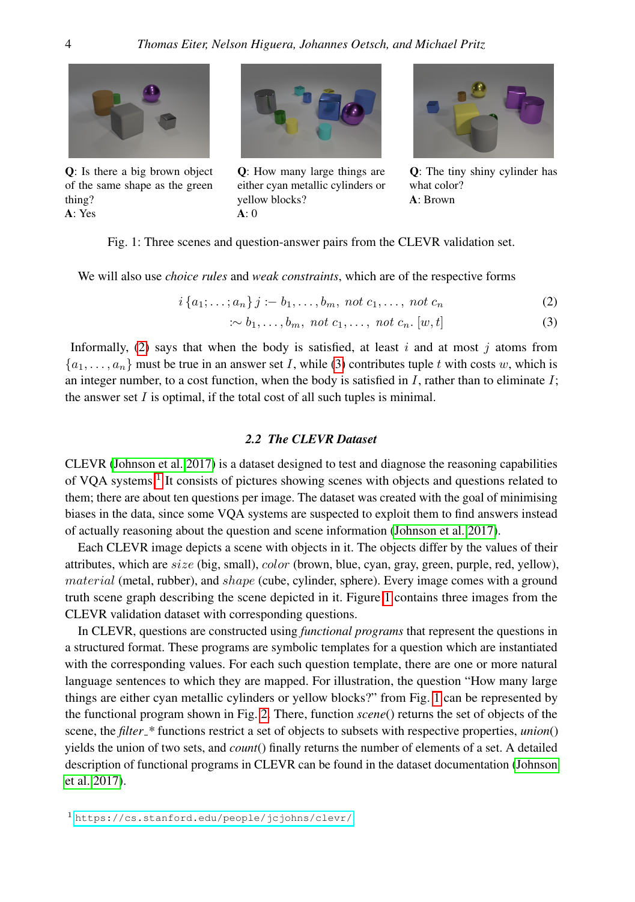**Q**: Is there a big brown object of the same shape as the green thing?
**A**: Yes

**Q**: How many large things are either cyan metallic cylinders or yellow blocks?
**A**: 0

**Q**: The tiny shiny cylinder has what color?
**A**: Brown

Fig. 1: Three scenes and question-answer pairs from the CLEVR validation set.

We will also use *choice rules* and *weak constraints*, which are of the respective forms

$$i\,\{a_1;\ldots;a_n\}\,j \text{ :- } b_1,\ldots,b_m,\ \mathit{not}\ c_1,\ldots,\ \mathit{not}\ c_n \tag{2}$$

$$:\sim b_1,\ldots,b_m,\ \mathit{not}\ c_1,\ldots,\ \mathit{not}\ c_n.\ [w,t] \tag{3}$$

Informally, (2) says that when the body is satisfied, at least $i$ and at most $j$ atoms from $\{a_1,\ldots,a_n\}$ must be true in an answer set $I$, while (3) contributes tuple $t$ with costs $w$, which is an integer number, to a cost function, when the body is satisfied in $I$, rather than to eliminate $I$; the answer set $I$ is optimal, if the total cost of all such tuples is minimal.

### 2.2 The CLEVR Dataset

CLEVR (Johnson et al. 2017) is a dataset designed to test and diagnose the reasoning capabilities of VQA systems.[1] It consists of pictures showing scenes with objects and questions related to them; there are about ten questions per image. The dataset was created with the goal of minimising biases in the data, since some VQA systems are suspected to exploit them to find answers instead of actually reasoning about the question and scene information (Johnson et al. 2017).

Each CLEVR image depicts a scene with objects in it. The objects differ by the values of their attributes, which are $\mathit{size}$ (big, small), $\mathit{color}$ (brown, blue, cyan, gray, green, purple, red, yellow), $\mathit{material}$ (metal, rubber), and $\mathit{shape}$ (cube, cylinder, sphere). Every image comes with a ground truth scene graph describing the scene depicted in it. Figure 1 contains three images from the CLEVR validation dataset with corresponding questions.

In CLEVR, questions are constructed using *functional programs* that represent the questions in a structured format. These programs are symbolic templates for a question which are instantiated with the corresponding values. For each such question template, there are one or more natural language sentences to which they are mapped. For illustration, the question "How many large things are either cyan metallic cylinders or yellow blocks?" from Fig. 1 can be represented by the functional program shown in Fig. 2. There, function *scene*() returns the set of objects of the scene, the *filter_\** functions restrict a set of objects to subsets with respective properties, *union*() yields the union of two sets, and *count*() finally returns the number of elements of a set. A detailed description of functional programs in CLEVR can be found in the dataset documentation (Johnson et al. 2017).

[1] https://cs.stanford.edu/people/jcjohns/clevr/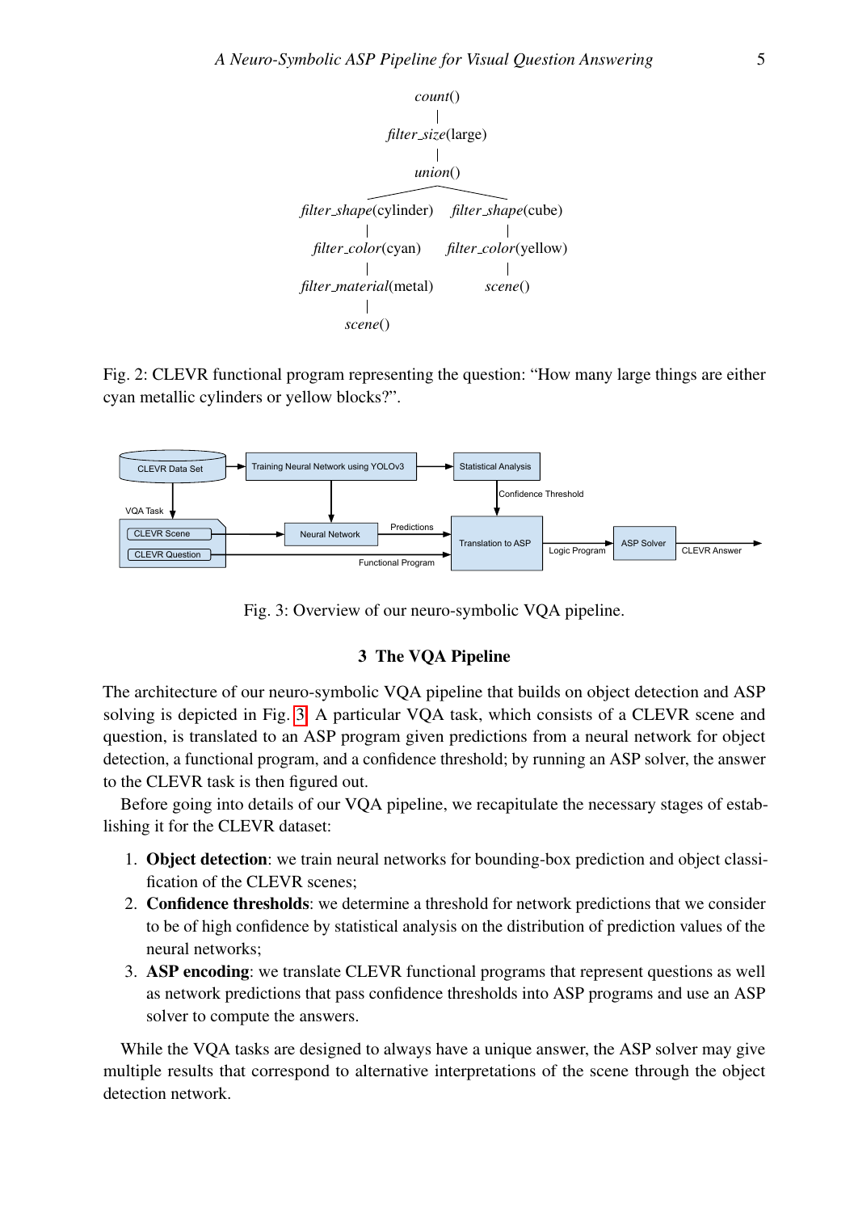count()
|
filter_size(large)
|
union()

filter_shape(cylinder) filter_shape(cube)
| |
filter_color(cyan) filter_color(yellow)
| |
filter_material(metal) scene()
|
scene()

Fig. 2: CLEVR functional program representing the question: "How many large things are either cyan metallic cylinders or yellow blocks?".

Fig. 3: Overview of our neuro-symbolic VQA pipeline.

## 3 The VQA Pipeline

The architecture of our neuro-symbolic VQA pipeline that builds on object detection and ASP solving is depicted in Fig. 3. A particular VQA task, which consists of a CLEVR scene and question, is translated to an ASP program given predictions from a neural network for object detection, a functional program, and a confidence threshold; by running an ASP solver, the answer to the CLEVR task is then figured out.

Before going into details of our VQA pipeline, we recapitulate the necessary stages of establishing it for the CLEVR dataset:

1. **Object detection**: we train neural networks for bounding-box prediction and object classification of the CLEVR scenes;
2. **Confidence thresholds**: we determine a threshold for network predictions that we consider to be of high confidence by statistical analysis on the distribution of prediction values of the neural networks;
3. **ASP encoding**: we translate CLEVR functional programs that represent questions as well as network predictions that pass confidence thresholds into ASP programs and use an ASP solver to compute the answers.

While the VQA tasks are designed to always have a unique answer, the ASP solver may give multiple results that correspond to alternative interpretations of the scene through the object detection network.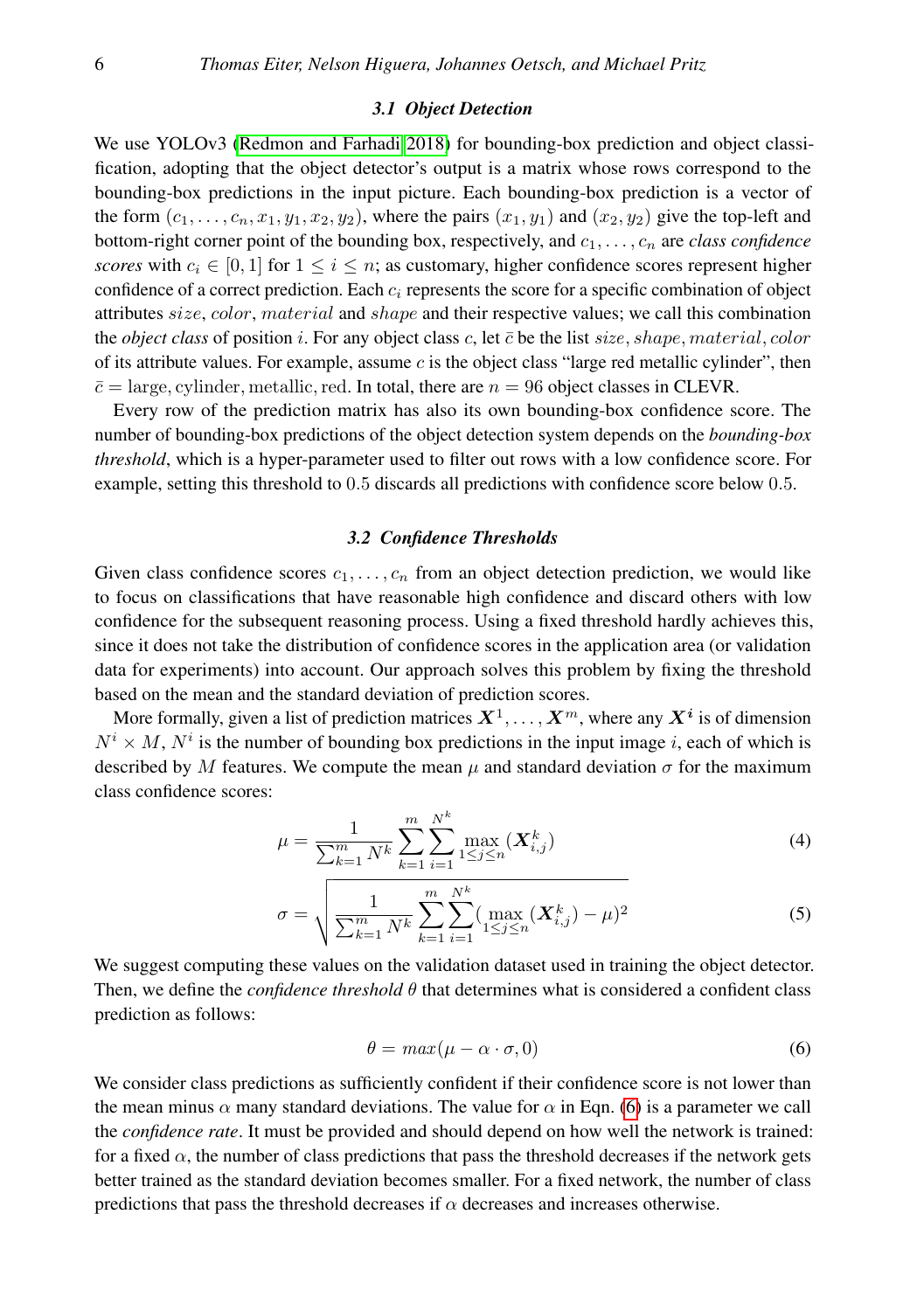### 3.1 Object Detection

We use YOLOv3 (Redmon and Farhadi 2018) for bounding-box prediction and object classification, adopting that the object detector's output is a matrix whose rows correspond to the bounding-box predictions in the input picture. Each bounding-box prediction is a vector of the form $(c_1, \dots, c_n, x_1, y_1, x_2, y_2)$, where the pairs $(x_1, y_1)$ and $(x_2, y_2)$ give the top-left and bottom-right corner point of the bounding box, respectively, and $c_1, \dots, c_n$ are *class confidence scores* with $c_i \in [0, 1]$ for $1 \leq i \leq n$; as customary, higher confidence scores represent higher confidence of a correct prediction. Each $c_i$ represents the score for a specific combination of object attributes $size$, $color$, $material$ and $shape$ and their respective values; we call this combination the *object class* of position $i$. For any object class $c$, let $\bar{c}$ be the list $size, shape, material, color$ of its attribute values. For example, assume $c$ is the object class "large red metallic cylinder", then $\bar{c} = \mathrm{large}, \mathrm{cylinder}, \mathrm{metallic}, \mathrm{red}$. In total, there are $n = 96$ object classes in CLEVR.

Every row of the prediction matrix has also its own bounding-box confidence score. The number of bounding-box predictions of the object detection system depends on the *bounding-box threshold*, which is a hyper-parameter used to filter out rows with a low confidence score. For example, setting this threshold to $0.5$ discards all predictions with confidence score below $0.5$.

### 3.2 Confidence Thresholds

Given class confidence scores $c_1, \dots, c_n$ from an object detection prediction, we would like to focus on classifications that have reasonable high confidence and discard others with low confidence for the subsequent reasoning process. Using a fixed threshold hardly achieves this, since it does not take the distribution of confidence scores in the application area (or validation data for experiments) into account. Our approach solves this problem by fixing the threshold based on the mean and the standard deviation of prediction scores.

More formally, given a list of prediction matrices $\boldsymbol{X}^1, \dots, \boldsymbol{X}^m$, where any $\boldsymbol{X}^i$ is of dimension $N^i \times M$, $N^i$ is the number of bounding box predictions in the input image $i$, each of which is described by $M$ features. We compute the mean $\mu$ and standard deviation $\sigma$ for the maximum class confidence scores:

$$\mu = \frac{1}{\sum_{k=1}^{m} N^k} \sum_{k=1}^{m} \sum_{i=1}^{N^k} \max_{1 \leq j \leq n} (\boldsymbol{X}_{i,j}^k) \tag{4}$$

$$\sigma = \sqrt{\frac{1}{\sum_{k=1}^{m} N^k} \sum_{k=1}^{m} \sum_{i=1}^{N^k} (\max_{1 \leq j \leq n} (\boldsymbol{X}_{i,j}^k) - \mu)^2} \tag{5}$$

We suggest computing these values on the validation dataset used in training the object detector. Then, we define the *confidence threshold* $\theta$ that determines what is considered a confident class prediction as follows:

$$\theta = max(\mu - \alpha \cdot \sigma, 0) \tag{6}$$

We consider class predictions as sufficiently confident if their confidence score is not lower than the mean minus $\alpha$ many standard deviations. The value for $\alpha$ in Eqn. (6) is a parameter we call the *confidence rate*. It must be provided and should depend on how well the network is trained: for a fixed $\alpha$, the number of class predictions that pass the threshold decreases if the network gets better trained as the standard deviation becomes smaller. For a fixed network, the number of class predictions that pass the threshold decreases if $\alpha$ decreases and increases otherwise.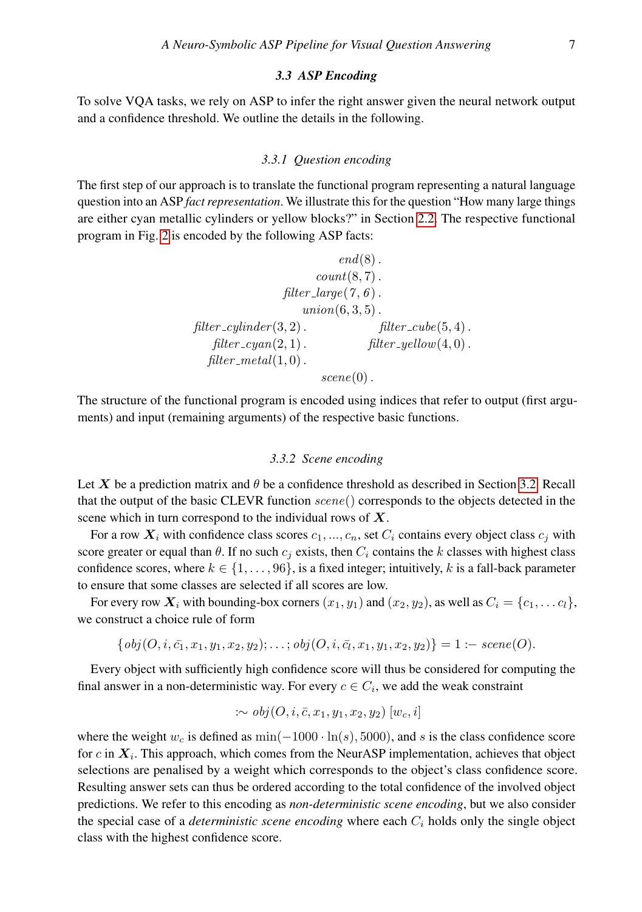### 3.3 ASP Encoding

To solve VQA tasks, we rely on ASP to infer the right answer given the neural network output and a confidence threshold. We outline the details in the following.

#### 3.3.1 Question encoding

The first step of our approach is to translate the functional program representing a natural language question into an ASP *fact representation*. We illustrate this for the question "How many large things are either cyan metallic cylinders or yellow blocks?" in Section 2.2. The respective functional program in Fig. 2 is encoded by the following ASP facts:

$$
\begin{array}{ccc}
 & \mathit{end}(8)\,. & \\
 & \mathit{count}(8,7)\,. & \\
 & \mathit{filter\_large}(7,6)\,. & \\
 & \mathit{union}(6,3,5)\,. & \\
\mathit{filter\_cylinder}(3,2)\,. & & \mathit{filter\_cube}(5,4)\,. \\
\mathit{filter\_cyan}(2,1)\,. & & \mathit{filter\_yellow}(4,0)\,. \\
\mathit{filter\_metal}(1,0)\,. & & \\
 & \mathit{scene}(0)\,. &
\end{array}
$$

The structure of the functional program is encoded using indices that refer to output (first arguments) and input (remaining arguments) of the respective basic functions.

#### 3.3.2 Scene encoding

Let $\boldsymbol{X}$ be a prediction matrix and $\theta$ be a confidence threshold as described in Section 3.2. Recall that the output of the basic CLEVR function $scene()$ corresponds to the objects detected in the scene which in turn correspond to the individual rows of $\boldsymbol{X}$.

For a row $\boldsymbol{X}_i$ with confidence class scores $c_1, ..., c_n$, set $C_i$ contains every object class $c_j$ with score greater or equal than $\theta$. If no such $c_j$ exists, then $C_i$ contains the $k$ classes with highest class confidence scores, where $k \in \{1, \ldots, 96\}$, is a fixed integer; intuitively, $k$ is a fall-back parameter to ensure that some classes are selected if all scores are low.

For every row $\boldsymbol{X}_i$ with bounding-box corners $(x_1, y_1)$ and $(x_2, y_2)$, as well as $C_i = \{c_1, \ldots c_l\}$, we construct a choice rule of form

$$\{\mathit{obj}(O, i, \bar{c_1}, x_1, y_1, x_2, y_2); \ldots; \mathit{obj}(O, i, \bar{c_l}, x_1, y_1, x_2, y_2)\} = 1 \text{ :- } \mathit{scene}(O).$$

Every object with sufficiently high confidence score will thus be considered for computing the final answer in a non-deterministic way. For every $c \in C_i$, we add the weak constraint

$$:\sim \mathit{obj}(O, i, \bar{c}, x_1, y_1, x_2, y_2)\ [w_c, i]$$

where the weight $w_c$ is defined as $\min(-1000 \cdot \ln(s), 5000)$, and $s$ is the class confidence score for $c$ in $\boldsymbol{X}_i$. This approach, which comes from the NeurASP implementation, achieves that object selections are penalised by a weight which corresponds to the object's class confidence score. Resulting answer sets can thus be ordered according to the total confidence of the involved object predictions. We refer to this encoding as *non-deterministic scene encoding*, but we also consider the special case of a *deterministic scene encoding* where each $C_i$ holds only the single object class with the highest confidence score.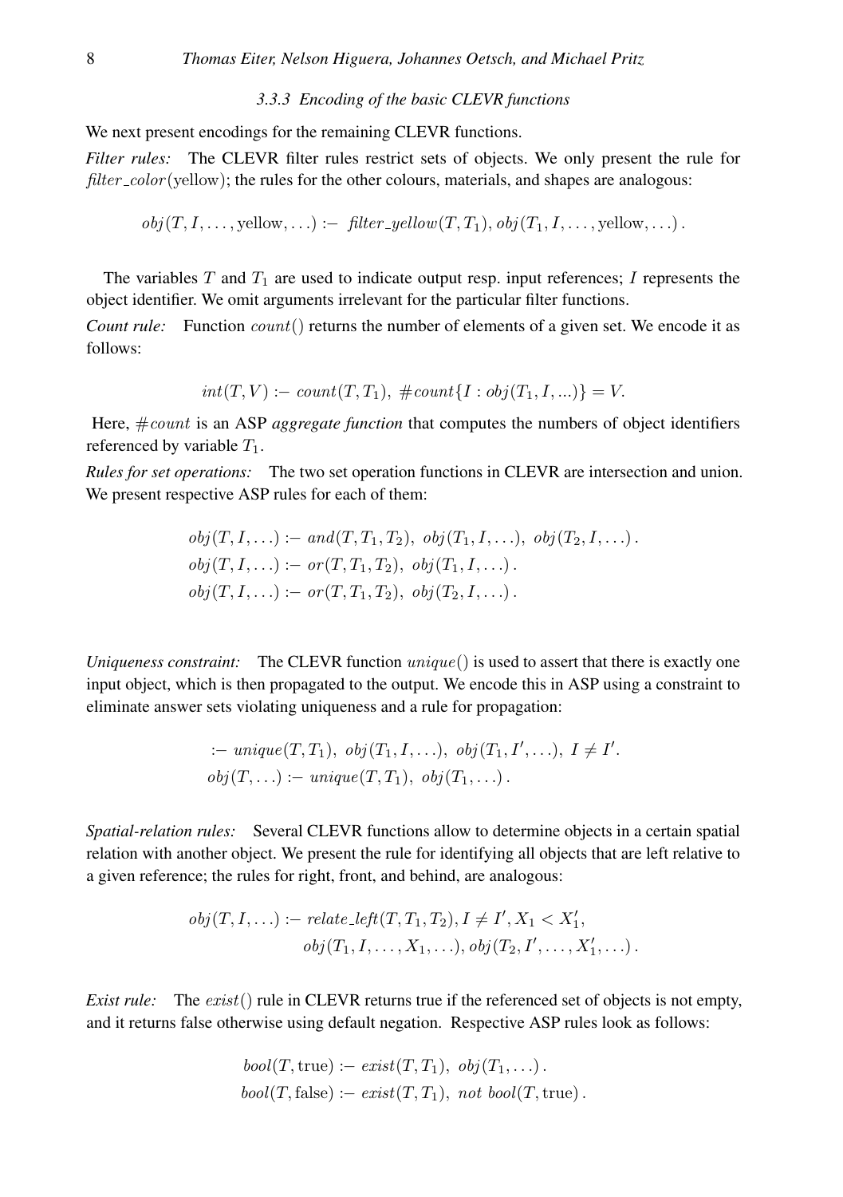#### 3.3.3 Encoding of the basic CLEVR functions

We next present encodings for the remaining CLEVR functions.

*Filter rules:* The CLEVR filter rules restrict sets of objects. We only present the rule for $\mathit{filter\_color}(\text{yellow})$; the rules for the other colours, materials, and shapes are analogous:

$$\mathit{obj}(T, I, \ldots, \text{yellow}, \ldots) \text{ :- } \mathit{filter\_yellow}(T, T_1), \mathit{obj}(T_1, I, \ldots, \text{yellow}, \ldots)\,.$$

The variables $T$ and $T_1$ are used to indicate output resp. input references; $I$ represents the object identifier. We omit arguments irrelevant for the particular filter functions.

*Count rule:* Function $\mathit{count}()$ returns the number of elements of a given set. We encode it as follows:

$$\mathit{int}(T, V) \text{ :- } \mathit{count}(T, T_1),\ \#\mathit{count}\{I : \mathit{obj}(T_1, I, ...)\} = V.$$

Here, $\#\mathit{count}$ is an ASP *aggregate function* that computes the numbers of object identifiers referenced by variable $T_1$.

*Rules for set operations:* The two set operation functions in CLEVR are intersection and union. We present respective ASP rules for each of them:

$$\begin{aligned}
&\mathit{obj}(T, I, \ldots) \text{ :- } \mathit{and}(T, T_1, T_2),\ \mathit{obj}(T_1, I, \ldots),\ \mathit{obj}(T_2, I, \ldots)\,.\\
&\mathit{obj}(T, I, \ldots) \text{ :- } \mathit{or}(T, T_1, T_2),\ \mathit{obj}(T_1, I, \ldots)\,.\\
&\mathit{obj}(T, I, \ldots) \text{ :- } \mathit{or}(T, T_1, T_2),\ \mathit{obj}(T_2, I, \ldots)\,.
\end{aligned}$$

*Uniqueness constraint:* The CLEVR function $\mathit{unique}()$ is used to assert that there is exactly one input object, which is then propagated to the output. We encode this in ASP using a constraint to eliminate answer sets violating uniqueness and a rule for propagation:

$$\begin{aligned}
&\text{ :- } \mathit{unique}(T, T_1),\ \mathit{obj}(T_1, I, \ldots),\ \mathit{obj}(T_1, I', \ldots),\ I \neq I'.\\
&\mathit{obj}(T, \ldots) \text{ :- } \mathit{unique}(T, T_1),\ \mathit{obj}(T_1, \ldots)\,.
\end{aligned}$$

*Spatial-relation rules:* Several CLEVR functions allow to determine objects in a certain spatial relation with another object. We present the rule for identifying all objects that are left relative to a given reference; the rules for right, front, and behind, are analogous:

$$\begin{aligned}
\mathit{obj}(T, I, \ldots) \text{ :- } &\mathit{relate\_left}(T, T_1, T_2), I \neq I', X_1 < X_1',\\
&\mathit{obj}(T_1, I, \ldots, X_1, \ldots), \mathit{obj}(T_2, I', \ldots, X_1', \ldots)\,.
\end{aligned}$$

*Exist rule:* The $\mathit{exist}()$ rule in CLEVR returns true if the referenced set of objects is not empty, and it returns false otherwise using default negation. Respective ASP rules look as follows:

$$\begin{aligned}
&\mathit{bool}(T, \text{true}) \text{ :- } \mathit{exist}(T, T_1),\ \mathit{obj}(T_1, \ldots)\,.\\
&\mathit{bool}(T, \text{false}) \text{ :- } \mathit{exist}(T, T_1),\ \mathit{not}\ \mathit{bool}(T, \text{true})\,.
\end{aligned}$$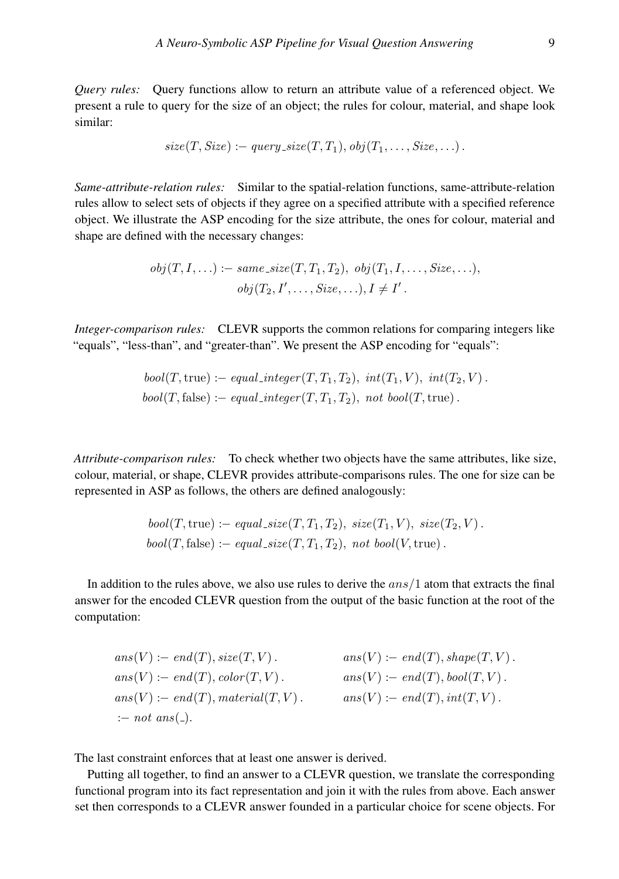*Query rules:* Query functions allow to return an attribute value of a referenced object. We present a rule to query for the size of an object; the rules for colour, material, and shape look similar:

$$size(T, Size) \text{ :- } query\_size(T, T_1), obj(T_1, \ldots, Size, \ldots)\,.$$

*Same-attribute-relation rules:* Similar to the spatial-relation functions, same-attribute-relation rules allow to select sets of objects if they agree on a specified attribute with a specified reference object. We illustrate the ASP encoding for the size attribute, the ones for colour, material and shape are defined with the necessary changes:

$$\begin{aligned} obj(T, I, \ldots) \text{ :- } & same\_size(T, T_1, T_2),\ obj(T_1, I, \ldots, Size, \ldots), \\ & obj(T_2, I', \ldots, Size, \ldots), I \neq I'\,. \end{aligned}$$

*Integer-comparison rules:* CLEVR supports the common relations for comparing integers like "equals", "less-than", and "greater-than". We present the ASP encoding for "equals":

$$\begin{aligned} &bool(T, \text{true}) \text{ :- } equal\_integer(T, T_1, T_2),\ int(T_1, V),\ int(T_2, V)\,. \\ &bool(T, \text{false}) \text{ :- } equal\_integer(T, T_1, T_2),\ not\ bool(T, \text{true})\,. \end{aligned}$$

*Attribute-comparison rules:* To check whether two objects have the same attributes, like size, colour, material, or shape, CLEVR provides attribute-comparisons rules. The one for size can be represented in ASP as follows, the others are defined analogously:

$$\begin{aligned} &bool(T, \text{true}) \text{ :- } equal\_size(T, T_1, T_2),\ size(T_1, V),\ size(T_2, V)\,. \\ &bool(T, \text{false}) \text{ :- } equal\_size(T, T_1, T_2),\ not\ bool(V, \text{true})\,. \end{aligned}$$

In addition to the rules above, we also use rules to derive the $ans/1$ atom that extracts the final answer for the encoded CLEVR question from the output of the basic function at the root of the computation:

$$\begin{aligned} &ans(V) \text{ :- } end(T), size(T, V)\,. && ans(V) \text{ :- } end(T), shape(T, V)\,. \\ &ans(V) \text{ :- } end(T), color(T, V)\,. && ans(V) \text{ :- } end(T), bool(T, V)\,. \\ &ans(V) \text{ :- } end(T), material(T, V)\,. && ans(V) \text{ :- } end(T), int(T, V)\,. \\ &\text{:- } not\ ans(\_). && \end{aligned}$$

The last constraint enforces that at least one answer is derived.

Putting all together, to find an answer to a CLEVR question, we translate the corresponding functional program into its fact representation and join it with the rules from above. Each answer set then corresponds to a CLEVR answer founded in a particular choice for scene objects. For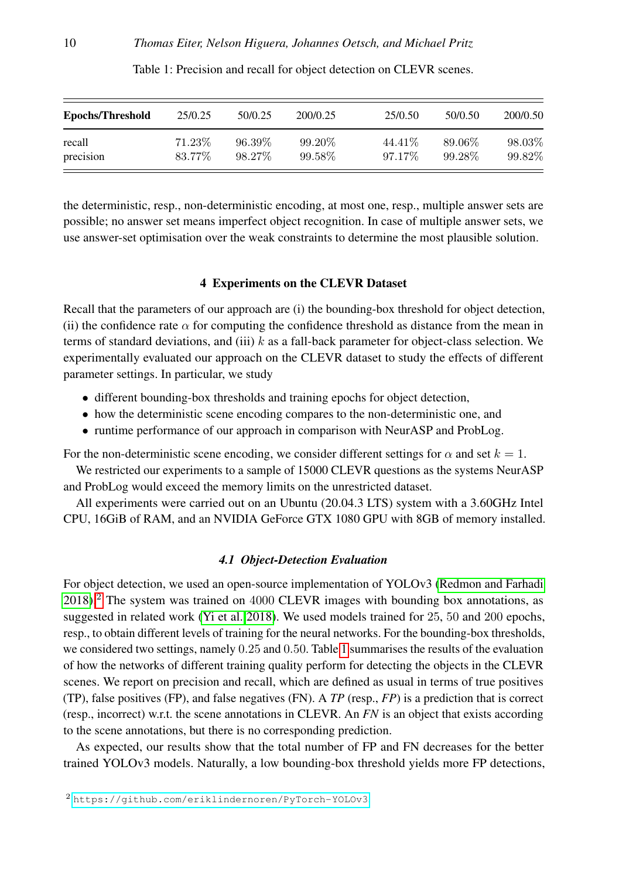Table 1: Precision and recall for object detection on CLEVR scenes.

| **Epochs/Threshold** | 25/0.25 | 50/0.25 | 200/0.25 | 25/0.50 | 50/0.50 | 200/0.50 |
|---|---|---|---|---|---|---|
| recall | 71.23% | 96.39% | 99.20% | 44.41% | 89.06% | 98.03% |
| precision | 83.77% | 98.27% | 99.58% | 97.17% | 99.28% | 99.82% |

the deterministic, resp., non-deterministic encoding, at most one, resp., multiple answer sets are possible; no answer set means imperfect object recognition. In case of multiple answer sets, we use answer-set optimisation over the weak constraints to determine the most plausible solution.

## 4 Experiments on the CLEVR Dataset

Recall that the parameters of our approach are (i) the bounding-box threshold for object detection, (ii) the confidence rate $\alpha$ for computing the confidence threshold as distance from the mean in terms of standard deviations, and (iii) $k$ as a fall-back parameter for object-class selection. We experimentally evaluated our approach on the CLEVR dataset to study the effects of different parameter settings. In particular, we study

- different bounding-box thresholds and training epochs for object detection,
- how the deterministic scene encoding compares to the non-deterministic one, and
- runtime performance of our approach in comparison with NeurASP and ProbLog.

For the non-deterministic scene encoding, we consider different settings for $\alpha$ and set $k = 1$.

We restricted our experiments to a sample of 15000 CLEVR questions as the systems NeurASP and ProbLog would exceed the memory limits on the unrestricted dataset.

All experiments were carried out on an Ubuntu (20.04.3 LTS) system with a 3.60GHz Intel CPU, 16GiB of RAM, and an NVIDIA GeForce GTX 1080 GPU with 8GB of memory installed.

### 4.1 Object-Detection Evaluation

For object detection, we used an open-source implementation of YOLOv3 (Redmon and Farhadi 2018).[2] The system was trained on 4000 CLEVR images with bounding box annotations, as suggested in related work (Yi et al. 2018). We used models trained for 25, 50 and 200 epochs, resp., to obtain different levels of training for the neural networks. For the bounding-box thresholds, we considered two settings, namely 0.25 and 0.50. Table 1 summarises the results of the evaluation of how the networks of different training quality perform for detecting the objects in the CLEVR scenes. We report on precision and recall, which are defined as usual in terms of true positives (TP), false positives (FP), and false negatives (FN). A *TP* (resp., *FP*) is a prediction that is correct (resp., incorrect) w.r.t. the scene annotations in CLEVR. An *FN* is an object that exists according to the scene annotations, but there is no corresponding prediction.

As expected, our results show that the total number of FP and FN decreases for the better trained YOLOv3 models. Naturally, a low bounding-box threshold yields more FP detections,

[2] https://github.com/eriklindernoren/PyTorch-YOLOv3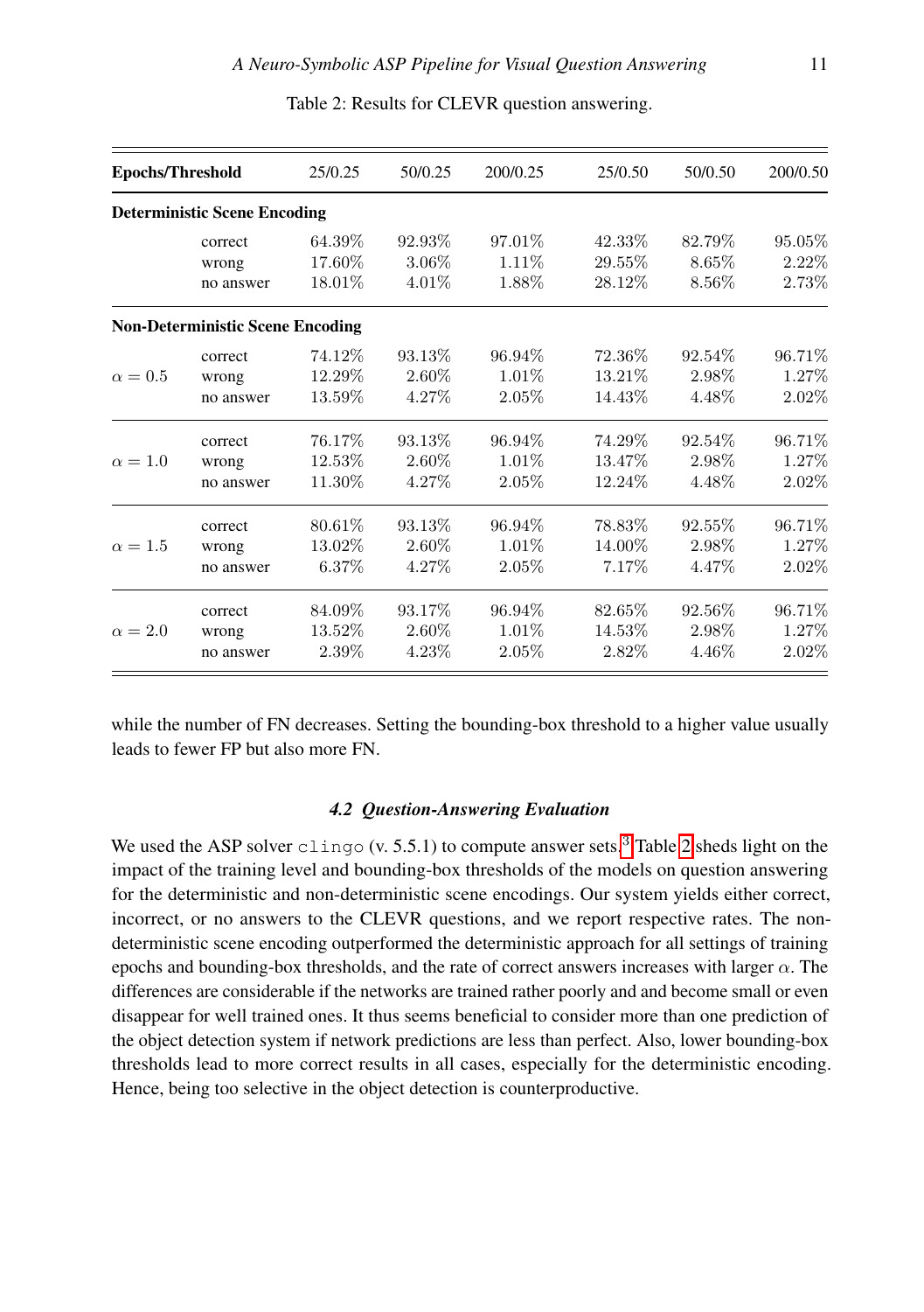Table 2: Results for CLEVR question answering.

| Epochs/Threshold | | 25/0.25 | 50/0.25 | 200/0.25 | 25/0.50 | 50/0.50 | 200/0.50 |
|---|---|---|---|---|---|---|---|
| **Deterministic Scene Encoding** | | | | | | | |
| | correct | 64.39% | 92.93% | 97.01% | 42.33% | 82.79% | 95.05% |
| | wrong | 17.60% | 3.06% | 1.11% | 29.55% | 8.65% | 2.22% |
| | no answer | 18.01% | 4.01% | 1.88% | 28.12% | 8.56% | 2.73% |
| **Non-Deterministic Scene Encoding** | | | | | | | |
| $\alpha = 0.5$ | correct | 74.12% | 93.13% | 96.94% | 72.36% | 92.54% | 96.71% |
| | wrong | 12.29% | 2.60% | 1.01% | 13.21% | 2.98% | 1.27% |
| | no answer | 13.59% | 4.27% | 2.05% | 14.43% | 4.48% | 2.02% |
| $\alpha = 1.0$ | correct | 76.17% | 93.13% | 96.94% | 74.29% | 92.54% | 96.71% |
| | wrong | 12.53% | 2.60% | 1.01% | 13.47% | 2.98% | 1.27% |
| | no answer | 11.30% | 4.27% | 2.05% | 12.24% | 4.48% | 2.02% |
| $\alpha = 1.5$ | correct | 80.61% | 93.13% | 96.94% | 78.83% | 92.55% | 96.71% |
| | wrong | 13.02% | 2.60% | 1.01% | 14.00% | 2.98% | 1.27% |
| | no answer | 6.37% | 4.27% | 2.05% | 7.17% | 4.47% | 2.02% |
| $\alpha = 2.0$ | correct | 84.09% | 93.17% | 96.94% | 82.65% | 92.56% | 96.71% |
| | wrong | 13.52% | 2.60% | 1.01% | 14.53% | 2.98% | 1.27% |
| | no answer | 2.39% | 4.23% | 2.05% | 2.82% | 4.46% | 2.02% |

while the number of FN decreases. Setting the bounding-box threshold to a higher value usually leads to fewer FP but also more FN.

### *4.2 Question-Answering Evaluation*

We used the ASP solver `clingo` (v. 5.5.1) to compute answer sets.[3] Table 2 sheds light on the impact of the training level and bounding-box thresholds of the models on question answering for the deterministic and non-deterministic scene encodings. Our system yields either correct, incorrect, or no answers to the CLEVR questions, and we report respective rates. The non-deterministic scene encoding outperformed the deterministic approach for all settings of training epochs and bounding-box thresholds, and the rate of correct answers increases with larger $\alpha$. The differences are considerable if the networks are trained rather poorly and and become small or even disappear for well trained ones. It thus seems beneficial to consider more than one prediction of the object detection system if network predictions are less than perfect. Also, lower bounding-box thresholds lead to more correct results in all cases, especially for the deterministic encoding. Hence, being too selective in the object detection is counterproductive.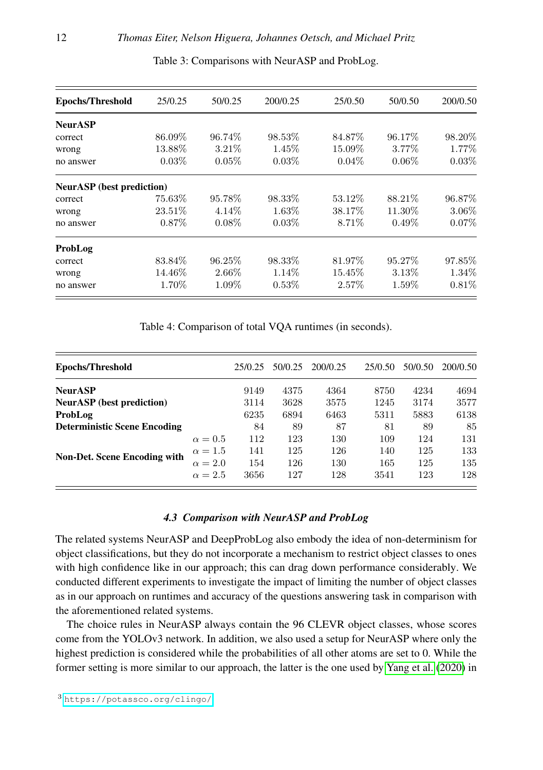Table 3: Comparisons with NeurASP and ProbLog.

| **Epochs/Threshold** | 25/0.25 | 50/0.25 | 200/0.25 | 25/0.50 | 50/0.50 | 200/0.50 |
|---|---|---|---|---|---|---|
| **NeurASP** | | | | | | |
| correct | 86.09% | 96.74% | 98.53% | 84.87% | 96.17% | 98.20% |
| wrong | 13.88% | 3.21% | 1.45% | 15.09% | 3.77% | 1.77% |
| no answer | 0.03% | 0.05% | 0.03% | 0.04% | 0.06% | 0.03% |
| **NeurASP (best prediction)** | | | | | | |
| correct | 75.63% | 95.78% | 98.33% | 53.12% | 88.21% | 96.87% |
| wrong | 23.51% | 4.14% | 1.63% | 38.17% | 11.30% | 3.06% |
| no answer | 0.87% | 0.08% | 0.03% | 8.71% | 0.49% | 0.07% |
| **ProbLog** | | | | | | |
| correct | 83.84% | 96.25% | 98.33% | 81.97% | 95.27% | 97.85% |
| wrong | 14.46% | 2.66% | 1.14% | 15.45% | 3.13% | 1.34% |
| no answer | 1.70% | 1.09% | 0.53% | 2.57% | 1.59% | 0.81% |

Table 4: Comparison of total VQA runtimes (in seconds).

| **Epochs/Threshold** | | 25/0.25 | 50/0.25 | 200/0.25 | 25/0.50 | 50/0.50 | 200/0.50 |
|---|---|---|---|---|---|---|---|
| **NeurASP** | | 9149 | 4375 | 4364 | 8750 | 4234 | 4694 |
| **NeurASP (best prediction)** | | 3114 | 3628 | 3575 | 1245 | 3174 | 3577 |
| **ProbLog** | | 6235 | 6894 | 6463 | 5311 | 5883 | 6138 |
| **Deterministic Scene Encoding** | | 84 | 89 | 87 | 81 | 89 | 85 |
| **Non-Det. Scene Encoding with** | $\alpha = 0.5$ | 112 | 123 | 130 | 109 | 124 | 131 |
| | $\alpha = 1.5$ | 141 | 125 | 126 | 140 | 125 | 133 |
| | $\alpha = 2.0$ | 154 | 126 | 130 | 165 | 125 | 135 |
| | $\alpha = 2.5$ | 3656 | 127 | 128 | 3541 | 123 | 128 |

### *4.3 Comparison with NeurASP and ProbLog*

The related systems NeurASP and DeepProbLog also embody the idea of non-determinism for object classifications, but they do not incorporate a mechanism to restrict object classes to ones with high confidence like in our approach; this can drag down performance considerably. We conducted different experiments to investigate the impact of limiting the number of object classes as in our approach on runtimes and accuracy of the questions answering task in comparison with the aforementioned related systems.

The choice rules in NeurASP always contain the 96 CLEVR object classes, whose scores come from the YOLOv3 network. In addition, we also used a setup for NeurASP where only the highest prediction is considered while the probabilities of all other atoms are set to 0. While the former setting is more similar to our approach, the latter is the one used by Yang et al. (2020) in

[3] https://potassco.org/clingo/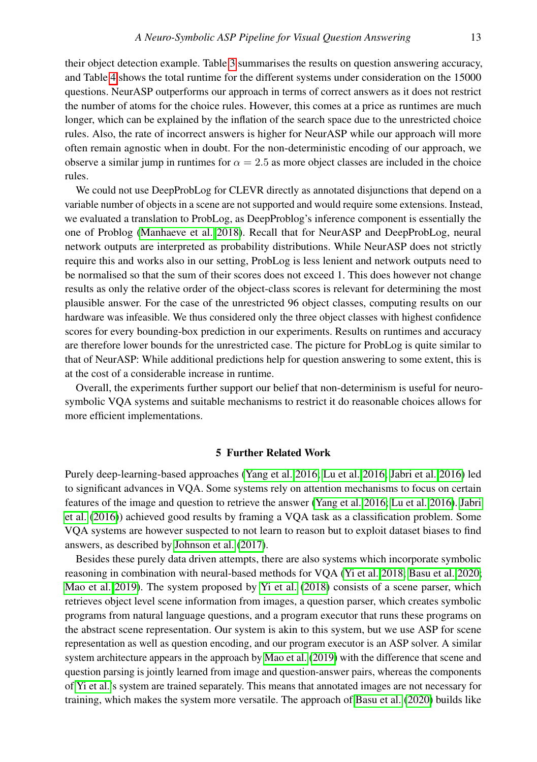their object detection example. Table 3 summarises the results on question answering accuracy, and Table 4 shows the total runtime for the different systems under consideration on the 15000 questions. NeurASP outperforms our approach in terms of correct answers as it does not restrict the number of atoms for the choice rules. However, this comes at a price as runtimes are much longer, which can be explained by the inflation of the search space due to the unrestricted choice rules. Also, the rate of incorrect answers is higher for NeurASP while our approach will more often remain agnostic when in doubt. For the non-deterministic encoding of our approach, we observe a similar jump in runtimes for $\alpha = 2.5$ as more object classes are included in the choice rules.

We could not use DeepProbLog for CLEVR directly as annotated disjunctions that depend on a variable number of objects in a scene are not supported and would require some extensions. Instead, we evaluated a translation to ProbLog, as DeepProblog's inference component is essentially the one of Problog (Manhaeve et al. 2018). Recall that for NeurASP and DeepProbLog, neural network outputs are interpreted as probability distributions. While NeurASP does not strictly require this and works also in our setting, ProbLog is less lenient and network outputs need to be normalised so that the sum of their scores does not exceed 1. This does however not change results as only the relative order of the object-class scores is relevant for determining the most plausible answer. For the case of the unrestricted 96 object classes, computing results on our hardware was infeasible. We thus considered only the three object classes with highest confidence scores for every bounding-box prediction in our experiments. Results on runtimes and accuracy are therefore lower bounds for the unrestricted case. The picture for ProbLog is quite similar to that of NeurASP: While additional predictions help for question answering to some extent, this is at the cost of a considerable increase in runtime.

Overall, the experiments further support our belief that non-determinism is useful for neuro-symbolic VQA systems and suitable mechanisms to restrict it do reasonable choices allows for more efficient implementations.

## 5 Further Related Work

Purely deep-learning-based approaches (Yang et al. 2016; Lu et al. 2016; Jabri et al. 2016) led to significant advances in VQA. Some systems rely on attention mechanisms to focus on certain features of the image and question to retrieve the answer (Yang et al. 2016; Lu et al. 2016). Jabri et al. (2016)) achieved good results by framing a VQA task as a classification problem. Some VQA systems are however suspected to not learn to reason but to exploit dataset biases to find answers, as described by Johnson et al. (2017).

Besides these purely data driven attempts, there are also systems which incorporate symbolic reasoning in combination with neural-based methods for VQA (Yi et al. 2018; Basu et al. 2020; Mao et al. 2019). The system proposed by Yi et al. (2018) consists of a scene parser, which retrieves object level scene information from images, a question parser, which creates symbolic programs from natural language questions, and a program executor that runs these programs on the abstract scene representation. Our system is akin to this system, but we use ASP for scene representation as well as question encoding, and our program executor is an ASP solver. A similar system architecture appears in the approach by Mao et al. (2019) with the difference that scene and question parsing is jointly learned from image and question-answer pairs, whereas the components of Yi et al.'s system are trained separately. This means that annotated images are not necessary for training, which makes the system more versatile. The approach of Basu et al. (2020) builds like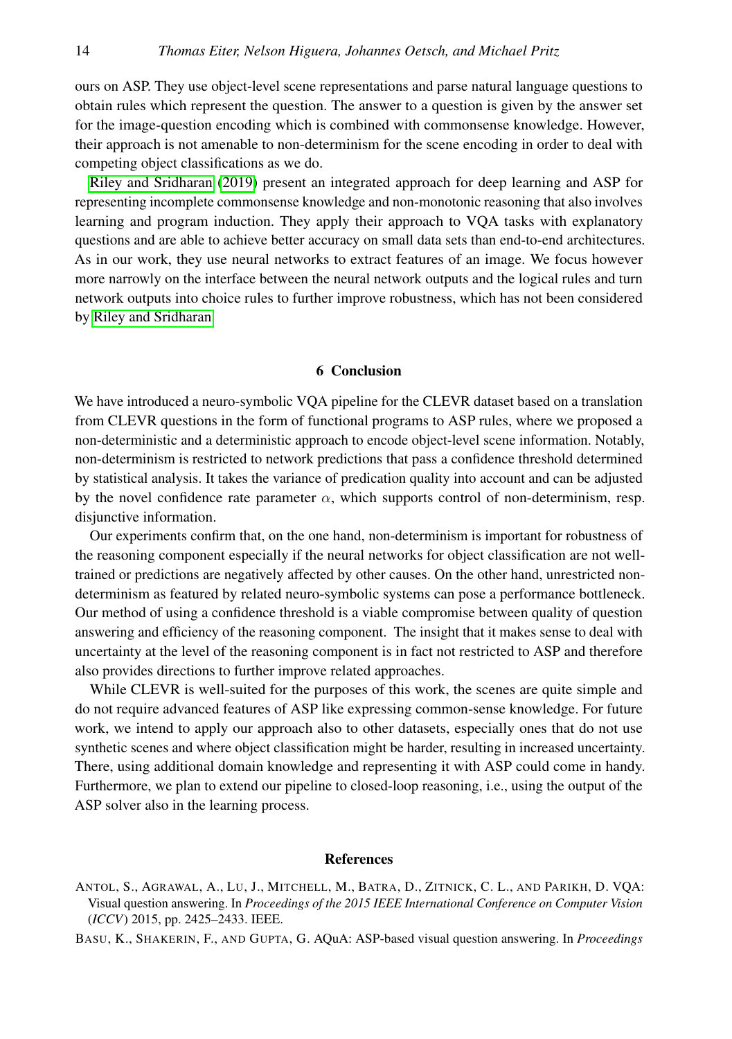ours on ASP. They use object-level scene representations and parse natural language questions to obtain rules which represent the question. The answer to a question is given by the answer set for the image-question encoding which is combined with commonsense knowledge. However, their approach is not amenable to non-determinism for the scene encoding in order to deal with competing object classifications as we do.

Riley and Sridharan (2019) present an integrated approach for deep learning and ASP for representing incomplete commonsense knowledge and non-monotonic reasoning that also involves learning and program induction. They apply their approach to VQA tasks with explanatory questions and are able to achieve better accuracy on small data sets than end-to-end architectures. As in our work, they use neural networks to extract features of an image. We focus however more narrowly on the interface between the neural network outputs and the logical rules and turn network outputs into choice rules to further improve robustness, which has not been considered by Riley and Sridharan.

## 6 Conclusion

We have introduced a neuro-symbolic VQA pipeline for the CLEVR dataset based on a translation from CLEVR questions in the form of functional programs to ASP rules, where we proposed a non-deterministic and a deterministic approach to encode object-level scene information. Notably, non-determinism is restricted to network predictions that pass a confidence threshold determined by statistical analysis. It takes the variance of predication quality into account and can be adjusted by the novel confidence rate parameter $\alpha$, which supports control of non-determinism, resp. disjunctive information.

Our experiments confirm that, on the one hand, non-determinism is important for robustness of the reasoning component especially if the neural networks for object classification are not well-trained or predictions are negatively affected by other causes. On the other hand, unrestricted non-determinism as featured by related neuro-symbolic systems can pose a performance bottleneck. Our method of using a confidence threshold is a viable compromise between quality of question answering and efficiency of the reasoning component. The insight that it makes sense to deal with uncertainty at the level of the reasoning component is in fact not restricted to ASP and therefore also provides directions to further improve related approaches.

While CLEVR is well-suited for the purposes of this work, the scenes are quite simple and do not require advanced features of ASP like expressing common-sense knowledge. For future work, we intend to apply our approach also to other datasets, especially ones that do not use synthetic scenes and where object classification might be harder, resulting in increased uncertainty. There, using additional domain knowledge and representing it with ASP could come in handy. Furthermore, we plan to extend our pipeline to closed-loop reasoning, i.e., using the output of the ASP solver also in the learning process.

## References

Antol, S., Agrawal, A., Lu, J., Mitchell, M., Batra, D., Zitnick, C. L., and Parikh, D. VQA: Visual question answering. In *Proceedings of the 2015 IEEE International Conference on Computer Vision (ICCV)* 2015, pp. 2425–2433. IEEE.

Basu, K., Shakerin, F., and Gupta, G. AQuA: ASP-based visual question answering. In *Proceedings*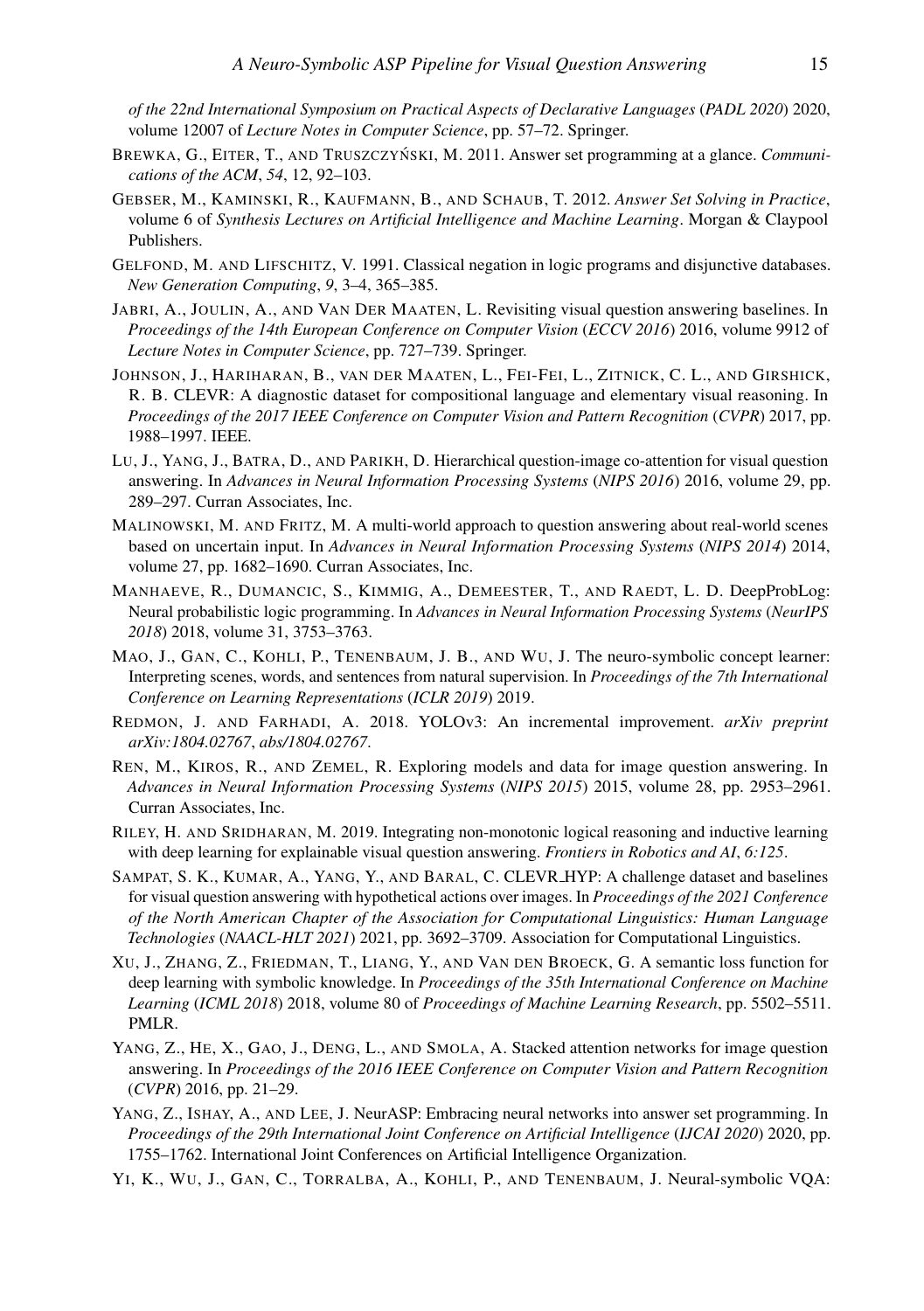*of the 22nd International Symposium on Practical Aspects of Declarative Languages* (*PADL 2020*) 2020, volume 12007 of *Lecture Notes in Computer Science*, pp. 57–72. Springer.

Brewka, G., Eiter, T., and Truszczyński, M. 2011. Answer set programming at a glance. *Communications of the ACM*, *54*, 12, 92–103.

Gebser, M., Kaminski, R., Kaufmann, B., and Schaub, T. 2012. *Answer Set Solving in Practice*, volume 6 of *Synthesis Lectures on Artificial Intelligence and Machine Learning*. Morgan & Claypool Publishers.

Gelfond, M. and Lifschitz, V. 1991. Classical negation in logic programs and disjunctive databases. *New Generation Computing*, *9*, 3–4, 365–385.

Jabri, A., Joulin, A., and Van Der Maaten, L. Revisiting visual question answering baselines. In *Proceedings of the 14th European Conference on Computer Vision* (*ECCV 2016*) 2016, volume 9912 of *Lecture Notes in Computer Science*, pp. 727–739. Springer.

Johnson, J., Hariharan, B., van der Maaten, L., Fei-Fei, L., Zitnick, C. L., and Girshick, R. B. CLEVR: A diagnostic dataset for compositional language and elementary visual reasoning. In *Proceedings of the 2017 IEEE Conference on Computer Vision and Pattern Recognition* (*CVPR*) 2017, pp. 1988–1997. IEEE.

Lu, J., Yang, J., Batra, D., and Parikh, D. Hierarchical question-image co-attention for visual question answering. In *Advances in Neural Information Processing Systems* (*NIPS 2016*) 2016, volume 29, pp. 289–297. Curran Associates, Inc.

Malinowski, M. and Fritz, M. A multi-world approach to question answering about real-world scenes based on uncertain input. In *Advances in Neural Information Processing Systems* (*NIPS 2014*) 2014, volume 27, pp. 1682–1690. Curran Associates, Inc.

Manhaeve, R., Dumancic, S., Kimmig, A., Demeester, T., and Raedt, L. D. DeepProbLog: Neural probabilistic logic programming. In *Advances in Neural Information Processing Systems* (*NeurIPS 2018*) 2018, volume 31, 3753–3763.

Mao, J., Gan, C., Kohli, P., Tenenbaum, J. B., and Wu, J. The neuro-symbolic concept learner: Interpreting scenes, words, and sentences from natural supervision. In *Proceedings of the 7th International Conference on Learning Representations* (*ICLR 2019*) 2019.

Redmon, J. and Farhadi, A. 2018. YOLOv3: An incremental improvement. *arXiv preprint arXiv:1804.02767*, *abs/1804.02767*.

Ren, M., Kiros, R., and Zemel, R. Exploring models and data for image question answering. In *Advances in Neural Information Processing Systems* (*NIPS 2015*) 2015, volume 28, pp. 2953–2961. Curran Associates, Inc.

Riley, H. and Sridharan, M. 2019. Integrating non-monotonic logical reasoning and inductive learning with deep learning for explainable visual question answering. *Frontiers in Robotics and AI*, *6:125*.

Sampat, S. K., Kumar, A., Yang, Y., and Baral, C. CLEVR_HYP: A challenge dataset and baselines for visual question answering with hypothetical actions over images. In *Proceedings of the 2021 Conference of the North American Chapter of the Association for Computational Linguistics: Human Language Technologies* (*NAACL-HLT 2021*) 2021, pp. 3692–3709. Association for Computational Linguistics.

Xu, J., Zhang, Z., Friedman, T., Liang, Y., and Van den Broeck, G. A semantic loss function for deep learning with symbolic knowledge. In *Proceedings of the 35th International Conference on Machine Learning* (*ICML 2018*) 2018, volume 80 of *Proceedings of Machine Learning Research*, pp. 5502–5511. PMLR.

Yang, Z., He, X., Gao, J., Deng, L., and Smola, A. Stacked attention networks for image question answering. In *Proceedings of the 2016 IEEE Conference on Computer Vision and Pattern Recognition* (*CVPR*) 2016, pp. 21–29.

Yang, Z., Ishay, A., and Lee, J. NeurASP: Embracing neural networks into answer set programming. In *Proceedings of the 29th International Joint Conference on Artificial Intelligence* (*IJCAI 2020*) 2020, pp. 1755–1762. International Joint Conferences on Artificial Intelligence Organization.

Yi, K., Wu, J., Gan, C., Torralba, A., Kohli, P., and Tenenbaum, J. Neural-symbolic VQA: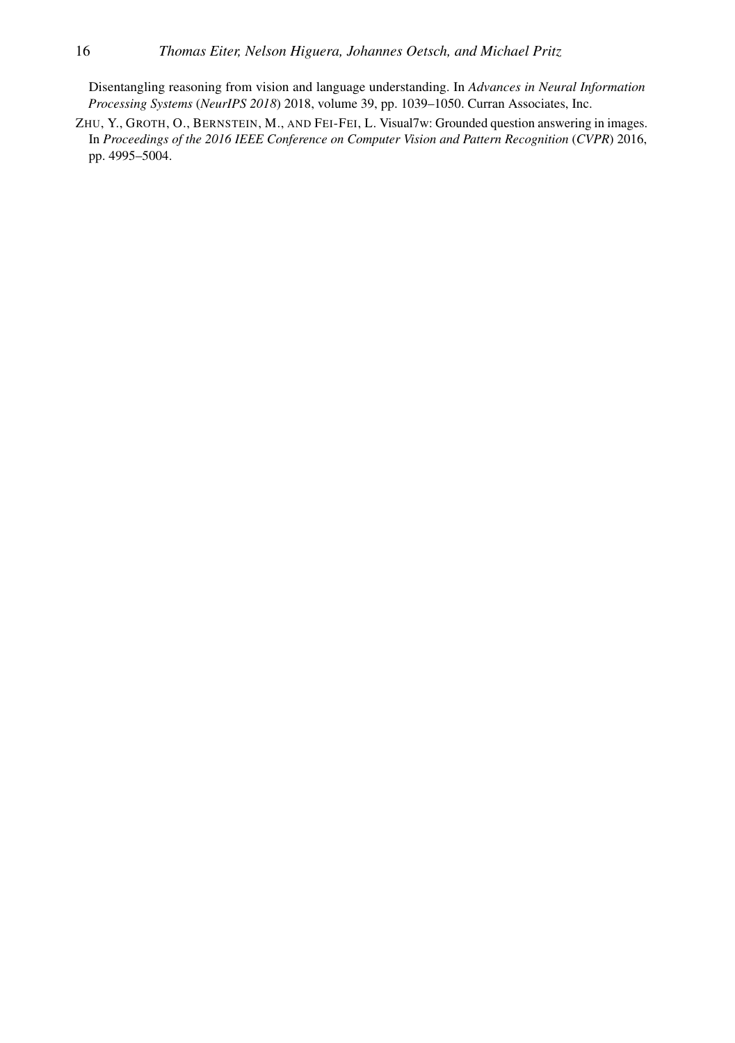Disentangling reasoning from vision and language understanding. In *Advances in Neural Information Processing Systems* (*NeurIPS 2018*) 2018, volume 39, pp. 1039–1050. Curran Associates, Inc.

ZHU, Y., GROTH, O., BERNSTEIN, M., AND FEI-FEI, L. Visual7w: Grounded question answering in images. In *Proceedings of the 2016 IEEE Conference on Computer Vision and Pattern Recognition* (*CVPR*) 2016, pp. 4995–5004.